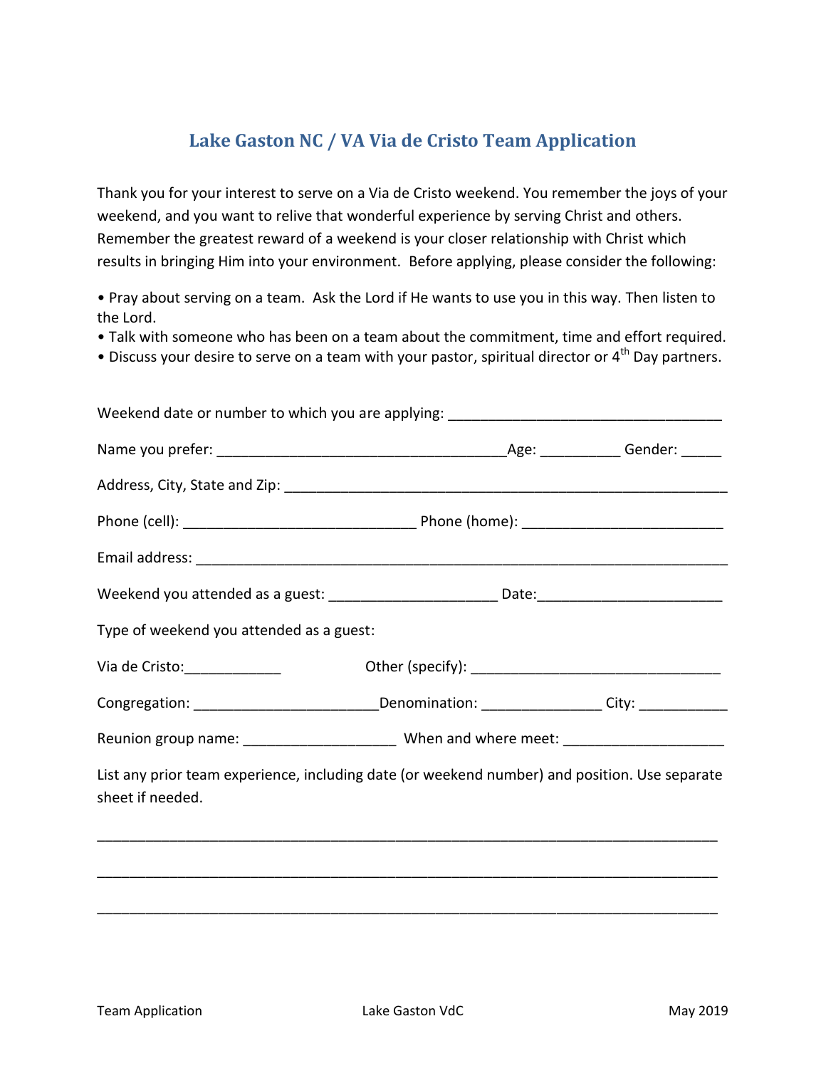# Lake Gaston NC / VA Via de Cristo Team Application

Thank you for your interest to serve on a Via de Cristo weekend. You remember the joys of your weekend, and you want to relive that wonderful experience by serving Christ and others. Remember the greatest reward of a weekend is your closer relationship with Christ which results in bringing Him into your environment. Before applying, please consider the following:

- Pray about serving on a team. Ask the Lord if He wants to use you in this way. Then listen to the Lord.
- Talk with someone who has been on a team about the commitment, time and effort required.
- Discuss your desire to serve on a team with your pastor, spiritual director or 4th Day partners.

Weekend date or number to which you are applying: ___________________________________

Name you prefer: _____________________________________Age: __________ Gender: _____

Address, City, State and Zip: ________________________________________________________

Phone (cell): _____________________________ Phone (home): _________________________

Email address: ____________________________________________________________________

Weekend you attended as a guest: _____________________ Date:______________________

Type of weekend you attended as a guest:

Via de Cristo:____________ Other (specify): _______________________________

Congregation: _______________________Denomination: _______________ City: ___________

Reunion group name: ___________________ When and where meet: ____________________

List any prior team experience, including date (or weekend number) and position. Use separate sheet if needed.

______________________________________________________________________________

______________________________________________________________________________

______________________________________________________________________________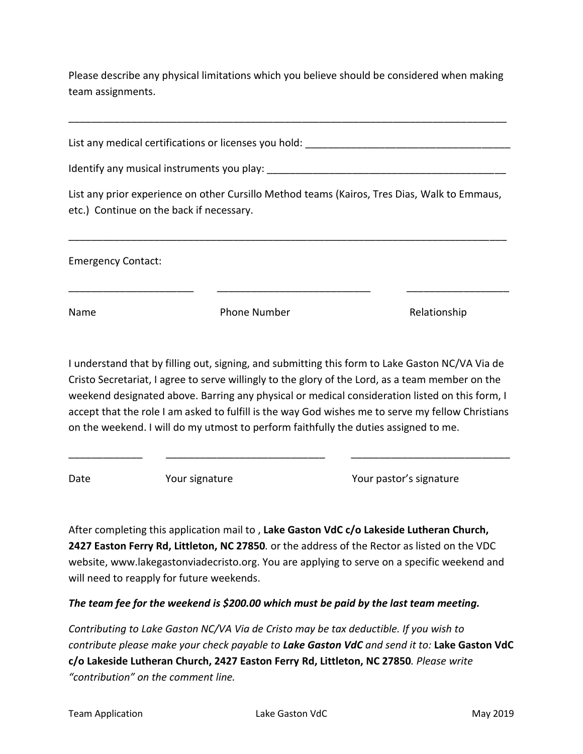Please describe any physical limitations which you believe should be considered when making team assignments.

_______________________________________________________________________________

List any medical certifications or licenses you hold: ___________________________________

Identify any musical instruments you play: _________________________________________

List any prior experience on other Cursillo Method teams (Kairos, Tres Dias, Walk to Emmaus, etc.) Continue on the back if necessary.

_______________________________________________________________________________

Emergency Contact:

| | | |
|---|---|---|
| ______________________ | ___________________________ | __________________ |
| Name | Phone Number | Relationship |

I understand that by filling out, signing, and submitting this form to Lake Gaston NC/VA Via de Cristo Secretariat, I agree to serve willingly to the glory of the Lord, as a team member on the weekend designated above. Barring any physical or medical consideration listed on this form, I accept that the role I am asked to fulfill is the way God wishes me to serve my fellow Christians on the weekend. I will do my utmost to perform faithfully the duties assigned to me.

| | | |
|---|---|---|
| _____________ | ____________________________ | ____________________________ |
| Date | Your signature | Your pastor's signature |

After completing this application mail to , **Lake Gaston VdC c/o Lakeside Lutheran Church, 2427 Easton Ferry Rd, Littleton, NC 27850**. or the address of the Rector as listed on the VDC website, www.lakegastonviadecristo.org. You are applying to serve on a specific weekend and will need to reapply for future weekends.

***The team fee for the weekend is $200.00 which must be paid by the last team meeting.***

*Contributing to Lake Gaston NC/VA Via de Cristo may be tax deductible. If you wish to contribute please make your check payable to **Lake Gaston VdC** and send it to:* **Lake Gaston VdC c/o Lakeside Lutheran Church, 2427 Easton Ferry Rd, Littleton, NC 27850***. Please write "contribution" on the comment line.*